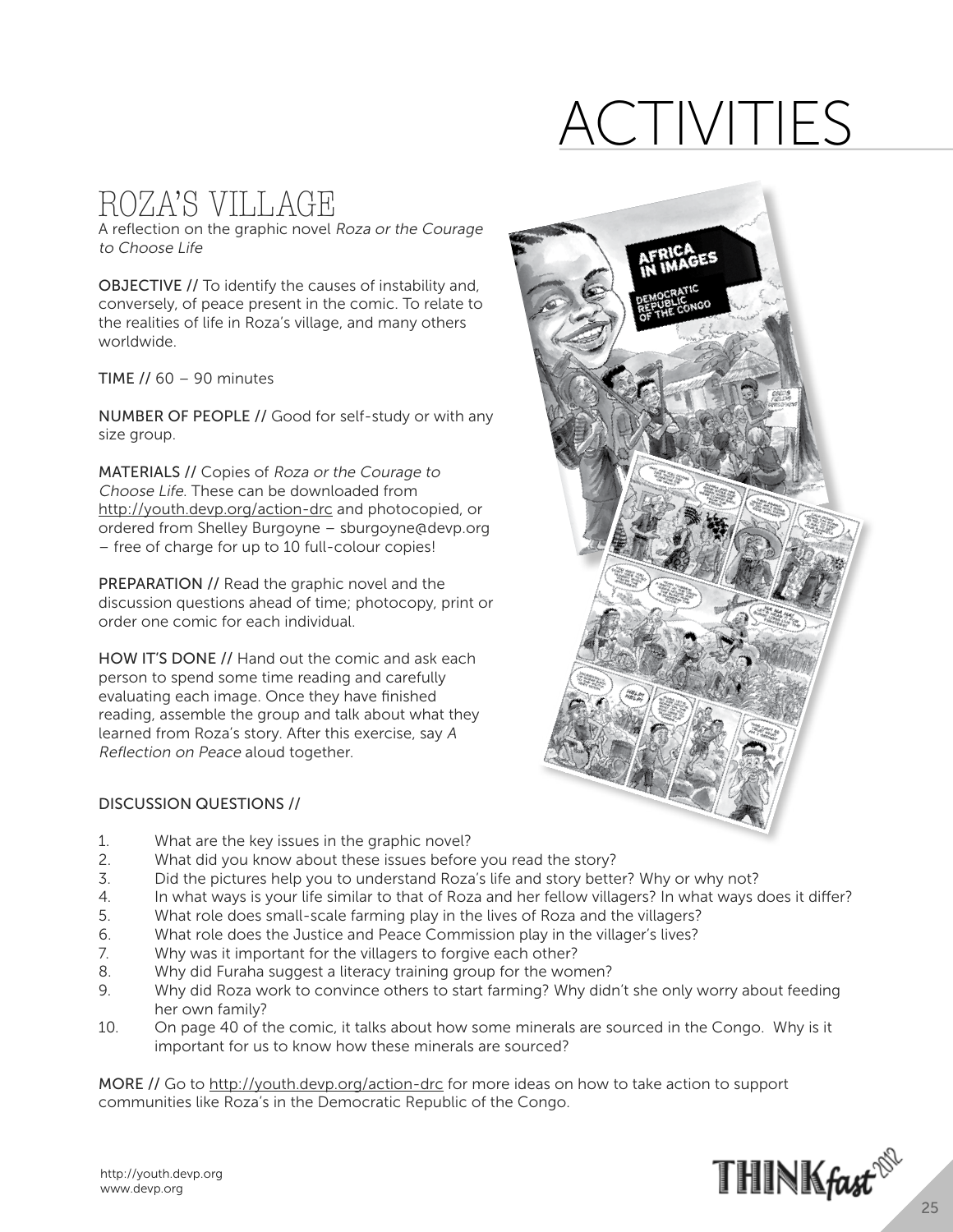# ACTIVITIES

## ROZA'S VILLAGE

A reflection on the graphic novel *Roza or the Courage to Choose Life*

**OBJECTIVE //** To identify the causes of instability and, conversely, of peace present in the comic. To relate to the realities of life in Roza's village, and many others worldwide.

**TIME //** 60 – 90 minutes

**NUMBER OF PEOPLE //** Good for self-study or with any size group.

**MATERIALS //** Copies of *Roza or the Courage to Choose Life*. These can be downloaded from http://youth.devp.org/action-drc and photocopied, or ordered from Shelley Burgoyne – sburgoyne@devp.org – free of charge for up to 10 full-colour copies!

**PREPARATION //** Read the graphic novel and the discussion questions ahead of time; photocopy, print or order one comic for each individual.

**HOW IT'S DONE //** Hand out the comic and ask each person to spend some time reading and carefully evaluating each image. Once they have finished reading, assemble the group and talk about what they learned from Roza's story. After this exercise, say *A Reflection on Peace* aloud together.

**DISCUSSION QUESTIONS //**

1. What are the key issues in the graphic novel?
2. What did you know about these issues before you read the story?
3. Did the pictures help you to understand Roza's life and story better? Why or why not?
4. In what ways is your life similar to that of Roza and her fellow villagers? In what ways does it differ?
5. What role does small-scale farming play in the lives of Roza and the villagers?
6. What role does the Justice and Peace Commission play in the villager's lives?
7. Why was it important for the villagers to forgive each other?
8. Why did Furaha suggest a literacy training group for the women?
9. Why did Roza work to convince others to start farming? Why didn't she only worry about feeding her own family?
10. On page 40 of the comic, it talks about how some minerals are sourced in the Congo. Why is it important for us to know how these minerals are sourced?

**MORE //** Go to http://youth.devp.org/action-drc for more ideas on how to take action to support communities like Roza's in the Democratic Republic of the Congo.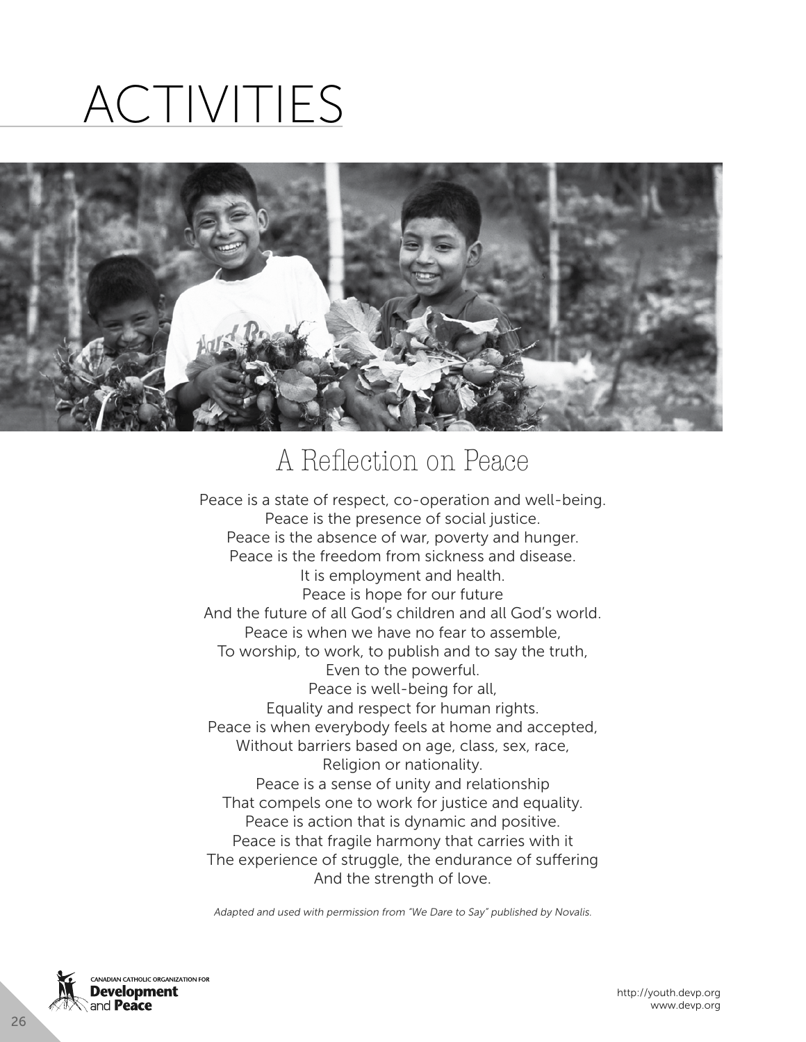# ACTIVITIES

## A Reflection on Peace

Peace is a state of respect, co-operation and well-being.
Peace is the presence of social justice.
Peace is the absence of war, poverty and hunger.
Peace is the freedom from sickness and disease.
It is employment and health.
Peace is hope for our future
And the future of all God's children and all God's world.
Peace is when we have no fear to assemble,
To worship, to work, to publish and to say the truth,
Even to the powerful.
Peace is well-being for all,
Equality and respect for human rights.
Peace is when everybody feels at home and accepted,
Without barriers based on age, class, sex, race,
Religion or nationality.
Peace is a sense of unity and relationship
That compels one to work for justice and equality.
Peace is action that is dynamic and positive.
Peace is that fragile harmony that carries with it
The experience of struggle, the endurance of suffering
And the strength of love.

*Adapted and used with permission from "We Dare to Say" published by Novalis.*

CANADIAN CATHOLIC ORGANIZATION FOR **Development and Peace**

http://youth.devp.org
www.devp.org